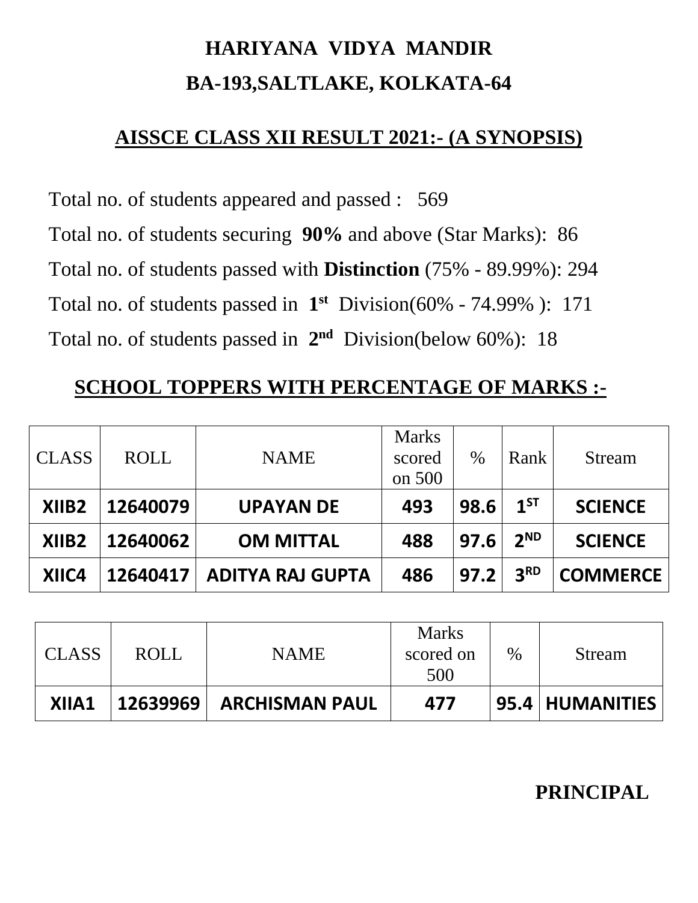# HARIYANA VIDYA MANDIR

# BA-193,SALTLAKE, KOLKATA-64

## AISSCE CLASS XII RESULT 2021:- (A SYNOPSIS)

Total no. of students appeared and passed : 569

Total no. of students securing **90%** and above (Star Marks): 86

Total no. of students passed with **Distinction** (75% - 89.99%): 294

Total no. of students passed in **1st** Division(60% - 74.99% ): 171

Total no. of students passed in **2nd** Division(below 60%): 18

## SCHOOL TOPPERS WITH PERCENTAGE OF MARKS :-

| CLASS | ROLL | NAME | Marks scored on 500 | % | Rank | Stream |
|---|---|---|---|---|---|---|
| **XIIB2** | **12640079** | **UPAYAN DE** | **493** | **98.6** | **1ST** | **SCIENCE** |
| **XIIB2** | **12640062** | **OM MITTAL** | **488** | **97.6** | **2ND** | **SCIENCE** |
| **XIIC4** | **12640417** | **ADITYA RAJ GUPTA** | **486** | **97.2** | **3RD** | **COMMERCE** |

| CLASS | ROLL | NAME | Marks scored on 500 | % | Stream |
|---|---|---|---|---|---|
| **XIIA1** | **12639969** | **ARCHISMAN PAUL** | **477** | **95.4** | **HUMANITIES** |

**PRINCIPAL**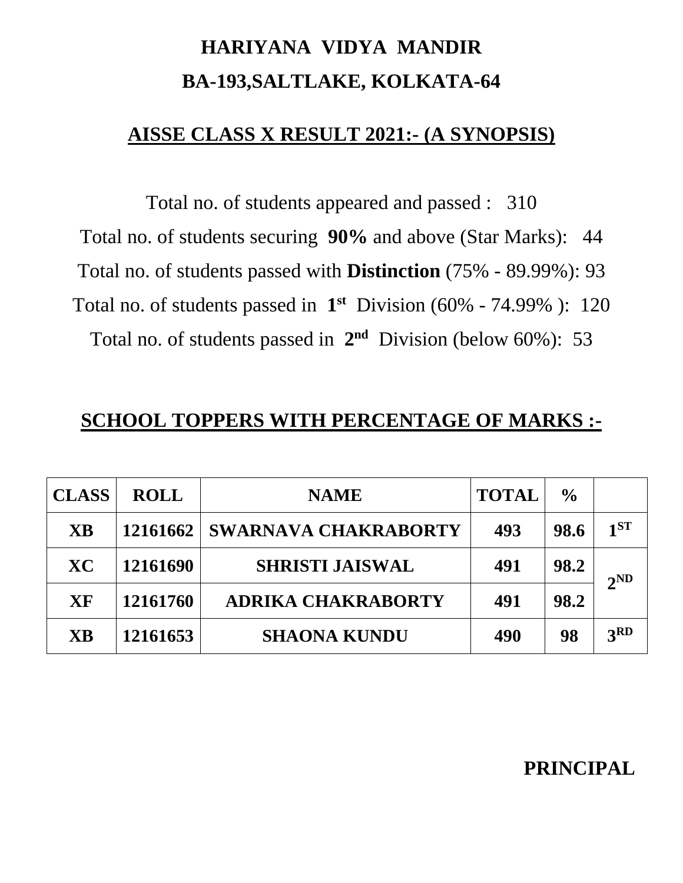# HARIYANA VIDYA MANDIR

# BA-193,SALTLAKE, KOLKATA-64

## AISSE CLASS X RESULT 2021:- (A SYNOPSIS)

Total no. of students appeared and passed : 310

Total no. of students securing **90%** and above (Star Marks): 44

Total no. of students passed with **Distinction** (75% - 89.99%): 93

Total no. of students passed in **1st** Division (60% - 74.99% ): 120

Total no. of students passed in **2nd** Division (below 60%): 53

## SCHOOL TOPPERS WITH PERCENTAGE OF MARKS :-

| CLASS | ROLL | NAME | TOTAL | % | |
|---|---|---|---|---|---|
| XB | 12161662 | SWARNAVA CHAKRABORTY | 493 | 98.6 | 1ST |
| XC | 12161690 | SHRISTI JAISWAL | 491 | 98.2 | 2ND |
| XF | 12161760 | ADRIKA CHAKRABORTY | 491 | 98.2 | |
| XB | 12161653 | SHAONA KUNDU | 490 | 98 | 3RD |

**PRINCIPAL**